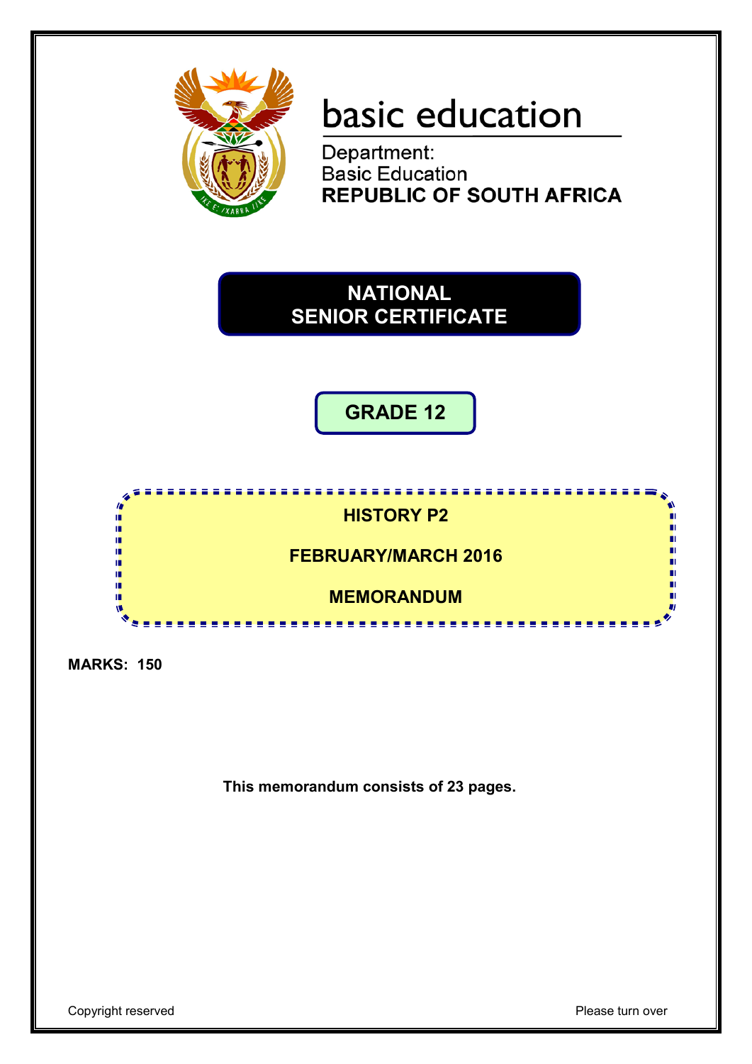basic education

Department:
Basic Education
**REPUBLIC OF SOUTH AFRICA**

# NATIONAL SENIOR CERTIFICATE

## GRADE 12

## HISTORY P2

## FEBRUARY/MARCH 2016

## MEMORANDUM

**MARKS: 150**

**This memorandum consists of 23 pages.**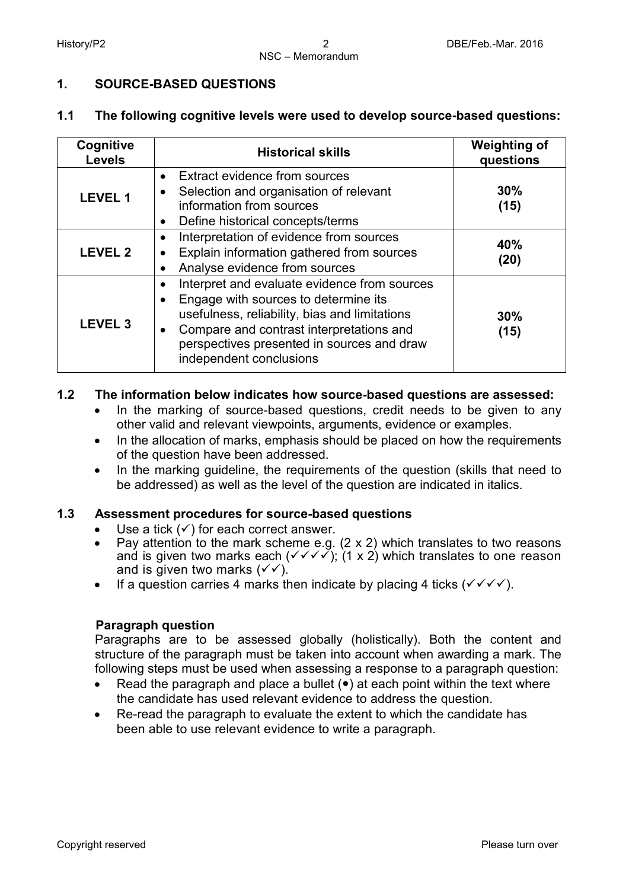## 1. SOURCE-BASED QUESTIONS

### 1.1 The following cognitive levels were used to develop source-based questions:

| Cognitive Levels | Historical skills | Weighting of questions |
|---|---|---|
| **LEVEL 1** | • Extract evidence from sources<br>• Selection and organisation of relevant information from sources<br>• Define historical concepts/terms | **30%**<br>**(15)** |
| **LEVEL 2** | • Interpretation of evidence from sources<br>• Explain information gathered from sources<br>• Analyse evidence from sources | **40%**<br>**(20)** |
| **LEVEL 3** | • Interpret and evaluate evidence from sources<br>• Engage with sources to determine its usefulness, reliability, bias and limitations<br>• Compare and contrast interpretations and perspectives presented in sources and draw independent conclusions | **30%**<br>**(15)** |

### 1.2 The information below indicates how source-based questions are assessed:

- In the marking of source-based questions, credit needs to be given to any other valid and relevant viewpoints, arguments, evidence or examples.
- In the allocation of marks, emphasis should be placed on how the requirements of the question have been addressed.
- In the marking guideline, the requirements of the question (skills that need to be addressed) as well as the level of the question are indicated in italics.

### 1.3 Assessment procedures for source-based questions

- Use a tick (✓) for each correct answer.
- Pay attention to the mark scheme e.g. (2 x 2) which translates to two reasons and is given two marks each (✓✓✓✓); (1 x 2) which translates to one reason and is given two marks (✓✓).
- If a question carries 4 marks then indicate by placing 4 ticks (✓✓✓✓).

**Paragraph question**

Paragraphs are to be assessed globally (holistically). Both the content and structure of the paragraph must be taken into account when awarding a mark. The following steps must be used when assessing a response to a paragraph question:

- Read the paragraph and place a bullet (•) at each point within the text where the candidate has used relevant evidence to address the question.
- Re-read the paragraph to evaluate the extent to which the candidate has been able to use relevant evidence to write a paragraph.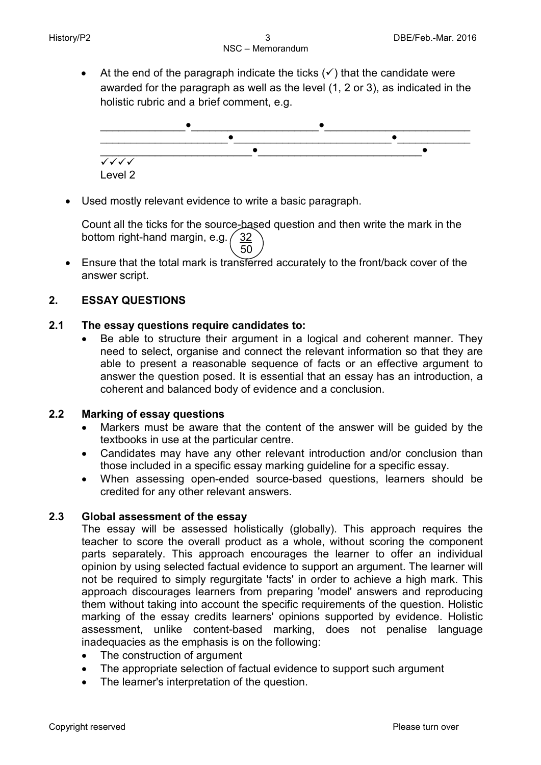- At the end of the paragraph indicate the ticks (✓) that the candidate were awarded for the paragraph as well as the level (1, 2 or 3), as indicated in the holistic rubric and a brief comment, e.g.

\_\_\_\_\_\_\_\_\_\_\_\_\_\_●\_\_\_\_\_\_\_\_\_\_\_\_\_\_\_\_\_\_\_\_●\_\_\_\_\_\_\_\_\_\_\_\_\_\_\_\_\_\_\_\_\_\_\_
\_\_\_\_\_\_\_\_\_\_\_\_\_\_\_\_\_\_\_\_\_●\_\_\_\_\_\_\_\_\_\_\_\_\_\_\_\_\_\_\_\_\_\_\_\_\_\_●\_\_\_\_\_\_\_\_\_\_\_\_
\_\_\_\_\_\_\_\_\_\_\_\_\_\_\_\_\_\_\_\_\_\_\_\_\_\_●\_\_\_\_\_\_\_\_\_\_\_\_\_\_\_\_\_\_\_\_\_\_\_\_\_\_\_\_●
✓✓✓✓
Level 2

- Used mostly relevant evidence to write a basic paragraph.

  Count all the ticks for the source-based question and then write the mark in the bottom right-hand margin, e.g. $\frac{32}{50}$

- Ensure that the total mark is transferred accurately to the front/back cover of the answer script.

## 2. ESSAY QUESTIONS

### 2.1 The essay questions require candidates to:

- Be able to structure their argument in a logical and coherent manner. They need to select, organise and connect the relevant information so that they are able to present a reasonable sequence of facts or an effective argument to answer the question posed. It is essential that an essay has an introduction, a coherent and balanced body of evidence and a conclusion.

### 2.2 Marking of essay questions

- Markers must be aware that the content of the answer will be guided by the textbooks in use at the particular centre.
- Candidates may have any other relevant introduction and/or conclusion than those included in a specific essay marking guideline for a specific essay.
- When assessing open-ended source-based questions, learners should be credited for any other relevant answers.

### 2.3 Global assessment of the essay

The essay will be assessed holistically (globally). This approach requires the teacher to score the overall product as a whole, without scoring the component parts separately. This approach encourages the learner to offer an individual opinion by using selected factual evidence to support an argument. The learner will not be required to simply regurgitate 'facts' in order to achieve a high mark. This approach discourages learners from preparing 'model' answers and reproducing them without taking into account the specific requirements of the question. Holistic marking of the essay credits learners' opinions supported by evidence. Holistic assessment, unlike content-based marking, does not penalise language inadequacies as the emphasis is on the following:

- The construction of argument
- The appropriate selection of factual evidence to support such argument
- The learner's interpretation of the question.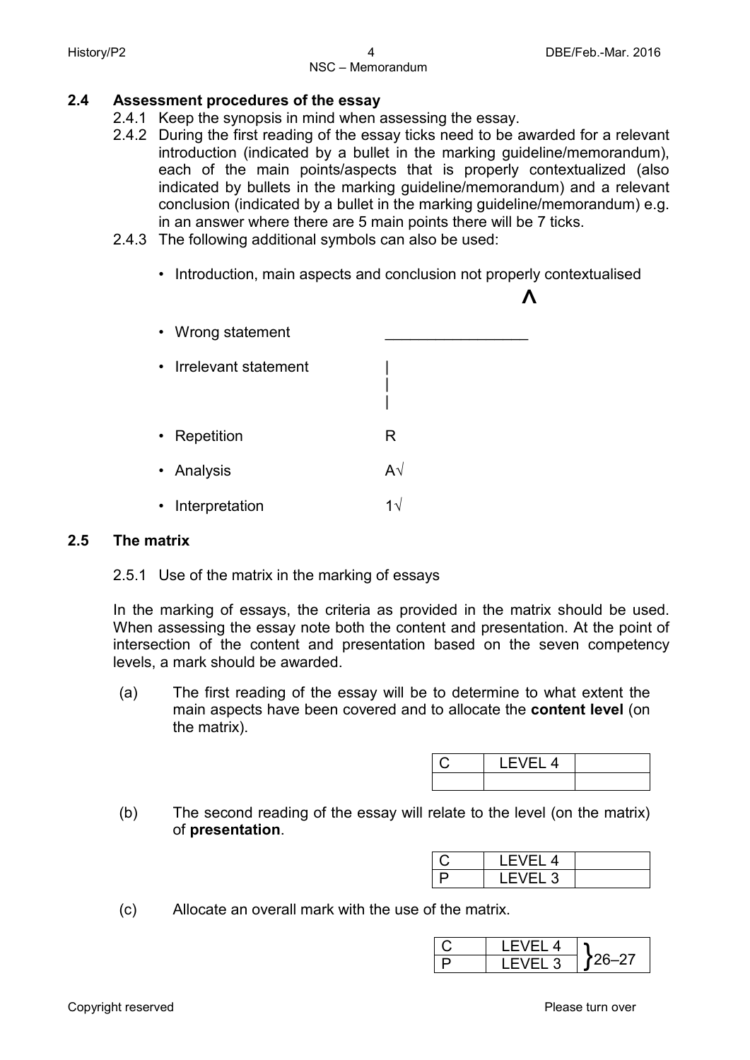## 2.4 Assessment procedures of the essay

2.4.1 Keep the synopsis in mind when assessing the essay.

2.4.2 During the first reading of the essay ticks need to be awarded for a relevant introduction (indicated by a bullet in the marking guideline/memorandum), each of the main points/aspects that is properly contextualized (also indicated by bullets in the marking guideline/memorandum) and a relevant conclusion (indicated by a bullet in the marking guideline/memorandum) e.g. in an answer where there are 5 main points there will be 7 ticks.

2.4.3 The following additional symbols can also be used:

- Introduction, main aspects and conclusion not properly contextualised ^
- Wrong statement _________________
- Irrelevant statement |
- Repetition R
- Analysis A√
- Interpretation 1√

## 2.5 The matrix

2.5.1 Use of the matrix in the marking of essays

In the marking of essays, the criteria as provided in the matrix should be used. When assessing the essay note both the content and presentation. At the point of intersection of the content and presentation based on the seven competency levels, a mark should be awarded.

(a) The first reading of the essay will be to determine to what extent the main aspects have been covered and to allocate the **content level** (on the matrix).

| C | LEVEL 4 | |
|---|---|---|
| | | |

(b) The second reading of the essay will relate to the level (on the matrix) of **presentation**.

| C | LEVEL 4 | |
|---|---|---|
| P | LEVEL 3 | |

(c) Allocate an overall mark with the use of the matrix.

| C | LEVEL 4 | } 26–27 |
|---|---|---|
| P | LEVEL 3 | |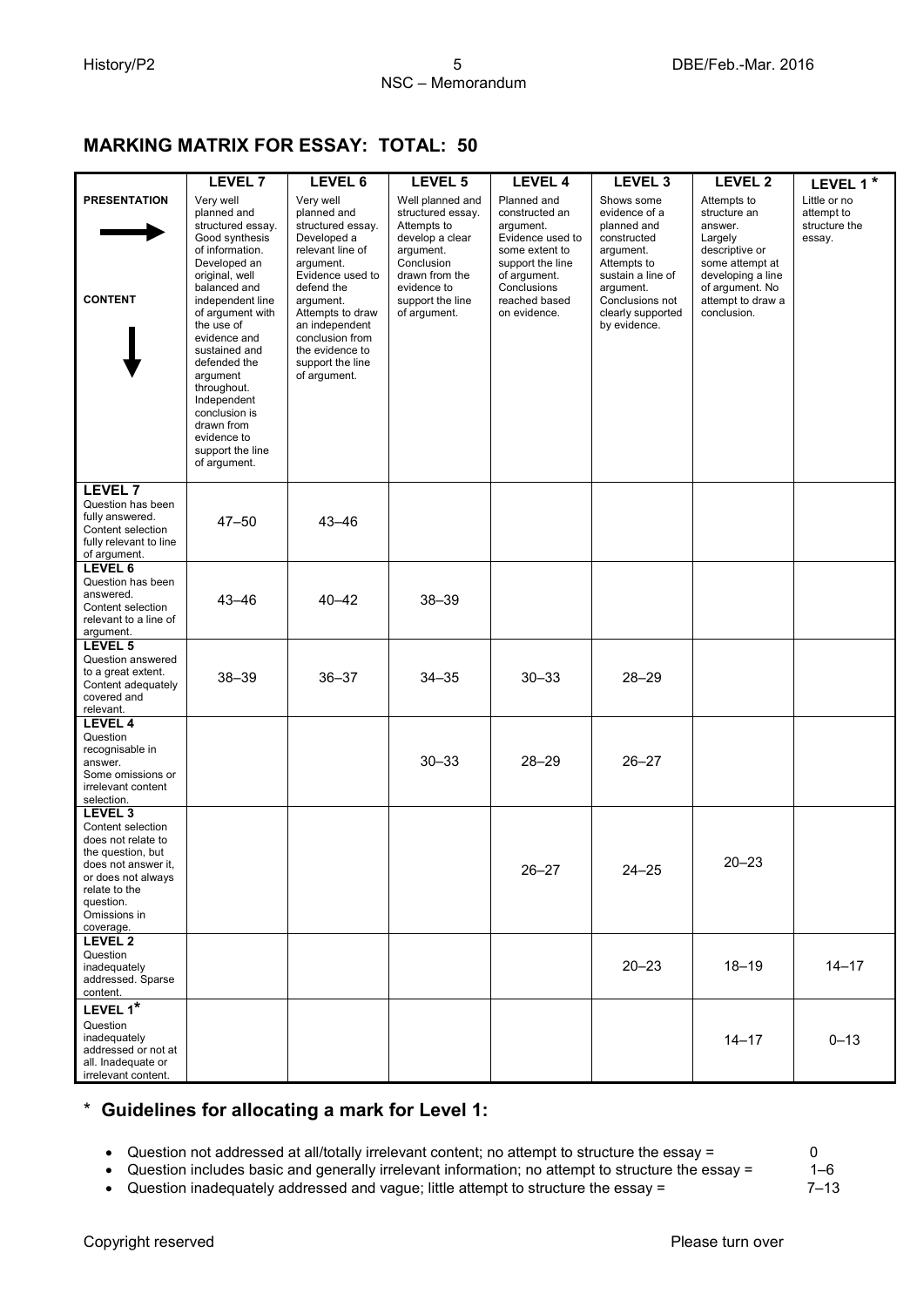## MARKING MATRIX FOR ESSAY: TOTAL: 50

| PRESENTATION → / CONTENT ↓ | LEVEL 7 | LEVEL 6 | LEVEL 5 | LEVEL 4 | LEVEL 3 | LEVEL 2 | LEVEL 1 * |
|---|---|---|---|---|---|---|---|
| | Very well planned and structured essay. Good synthesis of information. Developed an original, well balanced and independent line of argument with the use of evidence and sustained and defended the argument throughout. Independent conclusion is drawn from evidence to support the line of argument. | Very well planned and structured essay. Developed a relevant line of argument. Evidence used to defend the argument. Attempts to draw an independent conclusion from the evidence to support the line of argument. | Well planned and structured essay. Attempts to develop a clear argument. Conclusion drawn from the evidence to support the line of argument. | Planned and constructed an argument. Evidence used to some extent to support the line of argument. Conclusions reached based on evidence. | Shows some evidence of a planned and constructed argument. Attempts to sustain a line of argument. Conclusions not clearly supported by evidence. | Attempts to structure an answer. Largely descriptive or some attempt at developing a line of argument. No attempt to draw a conclusion. | Little or no attempt to structure the essay. |
| **LEVEL 7** Question has been fully answered. Content selection fully relevant to line of argument. | 47–50 | 43–46 | | | | | |
| **LEVEL 6** Question has been answered. Content selection relevant to a line of argument. | 43–46 | 40–42 | 38–39 | | | | |
| **LEVEL 5** Question answered to a great extent. Content adequately covered and relevant. | 38–39 | 36–37 | 34–35 | 30–33 | 28–29 | | |
| **LEVEL 4** Question recognisable in answer. Some omissions or irrelevant content selection. | | | 30–33 | 28–29 | 26–27 | | |
| **LEVEL 3** Content selection does not relate to the question, but does not answer it, or does not always relate to the question. Omissions in coverage. | | | | 26–27 | 24–25 | 20–23 | |
| **LEVEL 2** Question inadequately addressed. Sparse content. | | | | | 20–23 | 18–19 | 14–17 |
| **LEVEL 1*** Question inadequately addressed or not at all. Inadequate or irrelevant content. | | | | | | 14–17 | 0–13 |

### * Guidelines for allocating a mark for Level 1:

- Question not addressed at all/totally irrelevant content; no attempt to structure the essay = 0
- Question includes basic and generally irrelevant information; no attempt to structure the essay = 1–6
- Question inadequately addressed and vague; little attempt to structure the essay = 7–13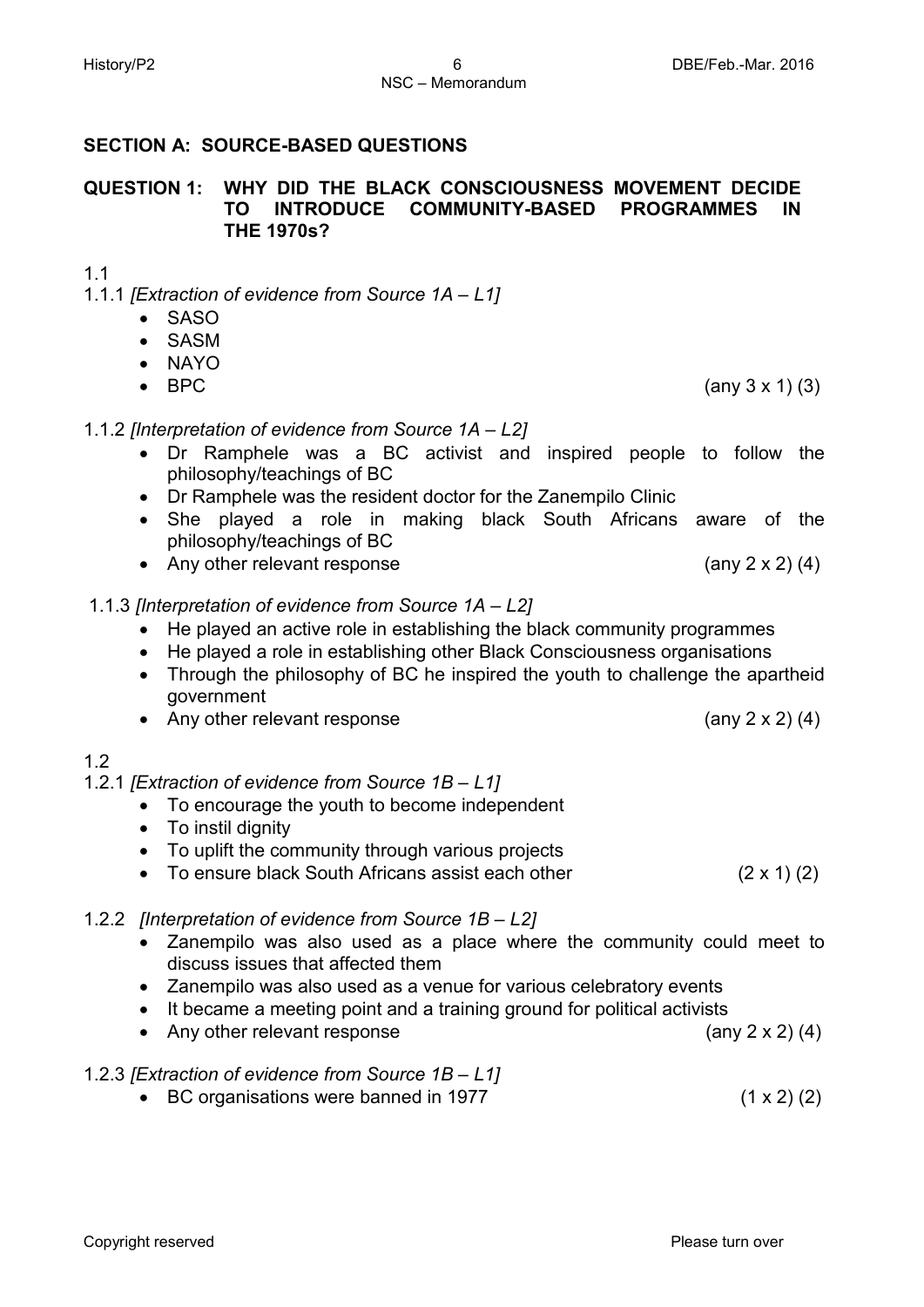## SECTION A: SOURCE-BASED QUESTIONS

### QUESTION 1: WHY DID THE BLACK CONSCIOUSNESS MOVEMENT DECIDE TO INTRODUCE COMMUNITY-BASED PROGRAMMES IN THE 1970s?

1.1

1.1.1 *[Extraction of evidence from Source 1A – L1]*

- SASO
- SASM
- NAYO
- BPC (any 3 x 1) (3)

1.1.2 *[Interpretation of evidence from Source 1A – L2]*

- Dr Ramphele was a BC activist and inspired people to follow the philosophy/teachings of BC
- Dr Ramphele was the resident doctor for the Zanempilo Clinic
- She played a role in making black South Africans aware of the philosophy/teachings of BC
- Any other relevant response (any 2 x 2) (4)

1.1.3 *[Interpretation of evidence from Source 1A – L2]*

- He played an active role in establishing the black community programmes
- He played a role in establishing other Black Consciousness organisations
- Through the philosophy of BC he inspired the youth to challenge the apartheid government
- Any other relevant response (any 2 x 2) (4)

1.2

1.2.1 *[Extraction of evidence from Source 1B – L1]*

- To encourage the youth to become independent
- To instil dignity
- To uplift the community through various projects
- To ensure black South Africans assist each other (2 x 1) (2)

1.2.2 *[Interpretation of evidence from Source 1B – L2]*

- Zanempilo was also used as a place where the community could meet to discuss issues that affected them
- Zanempilo was also used as a venue for various celebratory events
- It became a meeting point and a training ground for political activists
- Any other relevant response (any 2 x 2) (4)

1.2.3 *[Extraction of evidence from Source 1B – L1]*

- BC organisations were banned in 1977 (1 x 2) (2)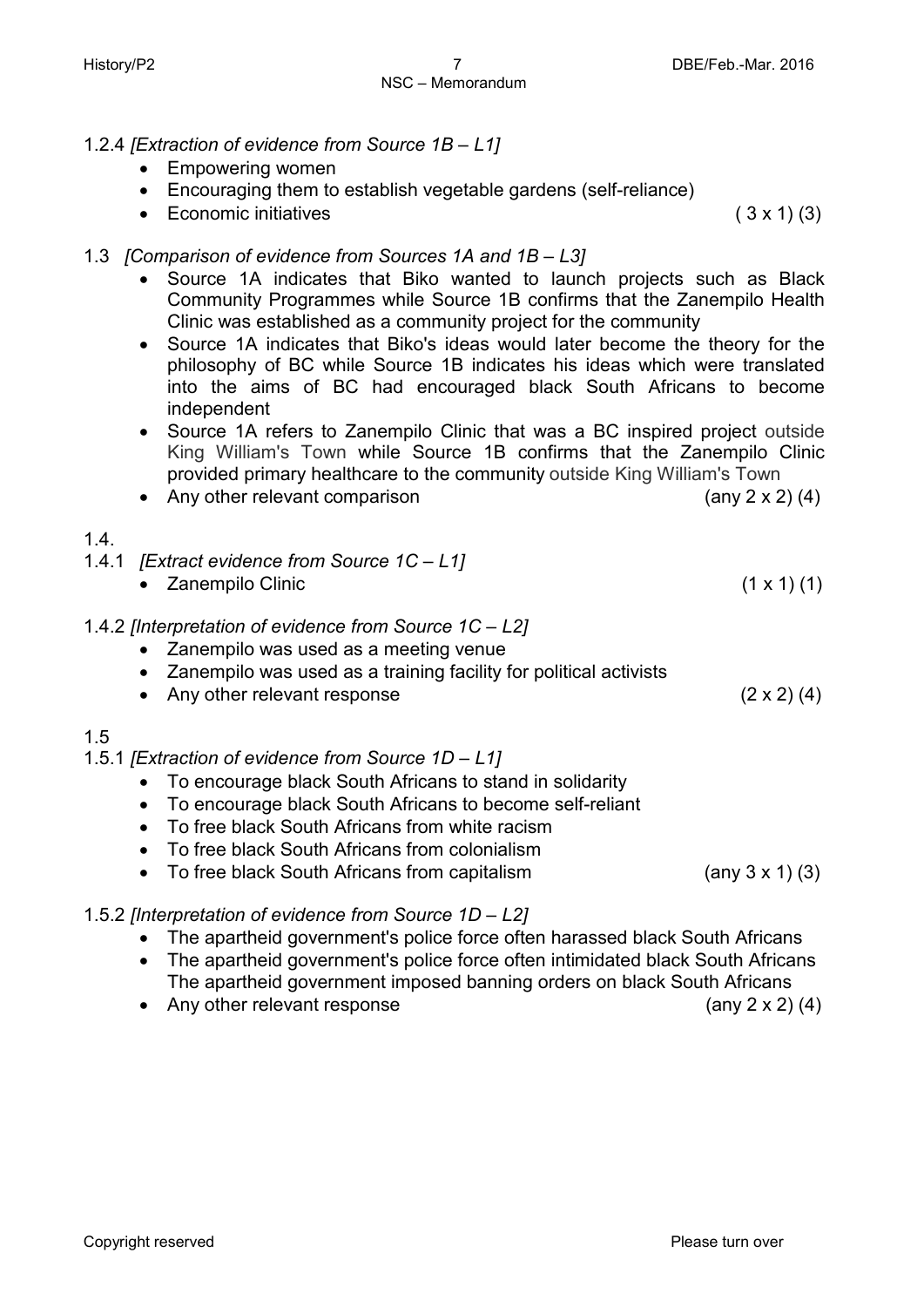1.2.4 *[Extraction of evidence from Source 1B – L1]*

- Empowering women
- Encouraging them to establish vegetable gardens (self-reliance)
- Economic initiatives ( 3 x 1) (3)

1.3 *[Comparison of evidence from Sources 1A and 1B – L3]*

- Source 1A indicates that Biko wanted to launch projects such as Black Community Programmes while Source 1B confirms that the Zanempilo Health Clinic was established as a community project for the community
- Source 1A indicates that Biko's ideas would later become the theory for the philosophy of BC while Source 1B indicates his ideas which were translated into the aims of BC had encouraged black South Africans to become independent
- Source 1A refers to Zanempilo Clinic that was a BC inspired project outside King William's Town while Source 1B confirms that the Zanempilo Clinic provided primary healthcare to the community outside King William's Town
- Any other relevant comparison (any 2 x 2) (4)

1.4.

1.4.1 *[Extract evidence from Source 1C – L1]*

- Zanempilo Clinic (1 x 1) (1)

1.4.2 *[Interpretation of evidence from Source 1C – L2]*

- Zanempilo was used as a meeting venue
- Zanempilo was used as a training facility for political activists
- Any other relevant response (2 x 2) (4)

1.5

1.5.1 *[Extraction of evidence from Source 1D – L1]*

- To encourage black South Africans to stand in solidarity
- To encourage black South Africans to become self-reliant
- To free black South Africans from white racism
- To free black South Africans from colonialism
- To free black South Africans from capitalism (any 3 x 1) (3)

1.5.2 *[Interpretation of evidence from Source 1D – L2]*

- The apartheid government's police force often harassed black South Africans
- The apartheid government's police force often intimidated black South Africans
  The apartheid government imposed banning orders on black South Africans
- Any other relevant response (any 2 x 2) (4)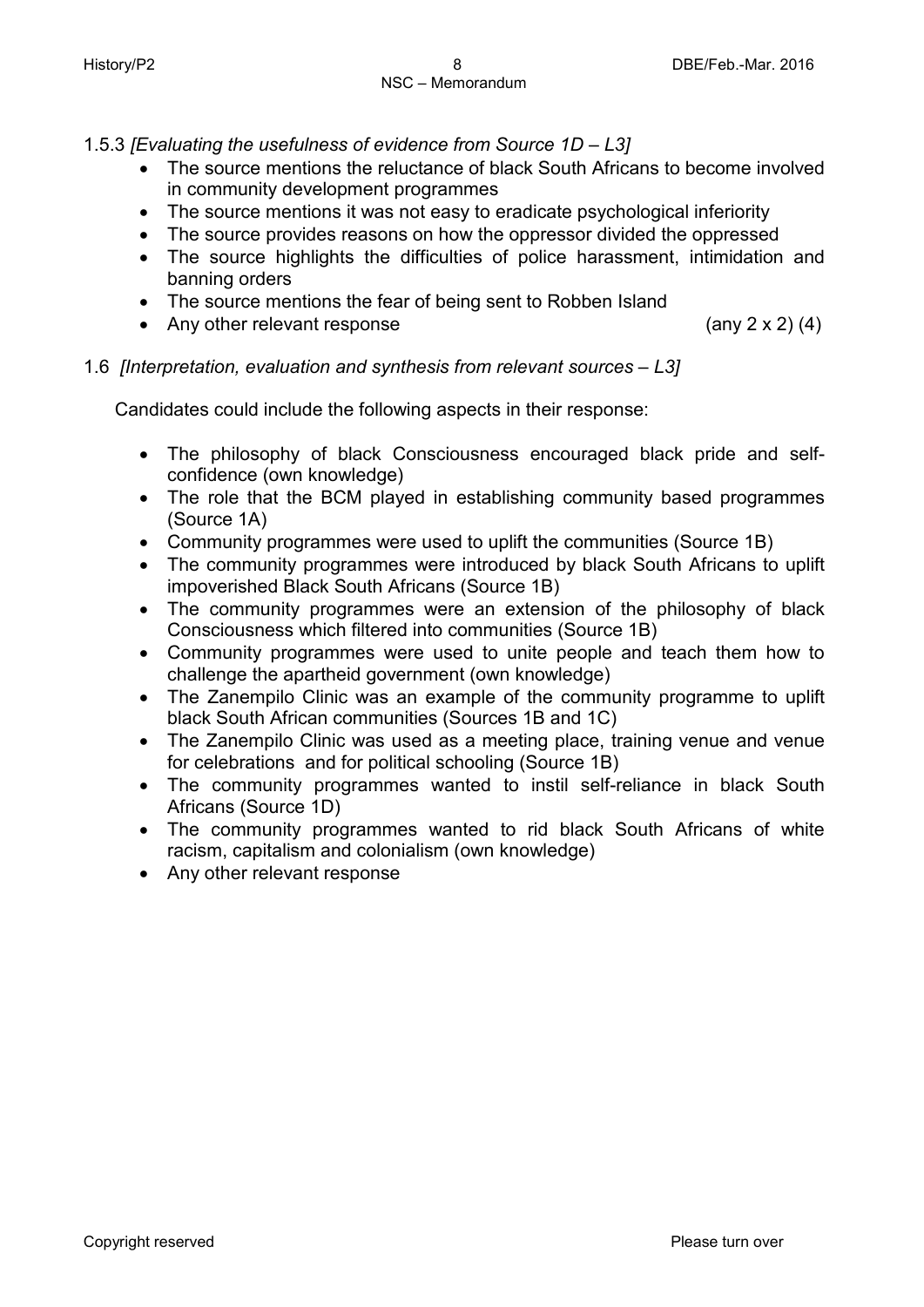1.5.3 *[Evaluating the usefulness of evidence from Source 1D – L3]*

- The source mentions the reluctance of black South Africans to become involved in community development programmes
- The source mentions it was not easy to eradicate psychological inferiority
- The source provides reasons on how the oppressor divided the oppressed
- The source highlights the difficulties of police harassment, intimidation and banning orders
- The source mentions the fear of being sent to Robben Island
- Any other relevant response (any 2 x 2) (4)

1.6 *[Interpretation, evaluation and synthesis from relevant sources – L3]*

Candidates could include the following aspects in their response:

- The philosophy of black Consciousness encouraged black pride and self-confidence (own knowledge)
- The role that the BCM played in establishing community based programmes (Source 1A)
- Community programmes were used to uplift the communities (Source 1B)
- The community programmes were introduced by black South Africans to uplift impoverished Black South Africans (Source 1B)
- The community programmes were an extension of the philosophy of black Consciousness which filtered into communities (Source 1B)
- Community programmes were used to unite people and teach them how to challenge the apartheid government (own knowledge)
- The Zanempilo Clinic was an example of the community programme to uplift black South African communities (Sources 1B and 1C)
- The Zanempilo Clinic was used as a meeting place, training venue and venue for celebrations and for political schooling (Source 1B)
- The community programmes wanted to instil self-reliance in black South Africans (Source 1D)
- The community programmes wanted to rid black South Africans of white racism, capitalism and colonialism (own knowledge)
- Any other relevant response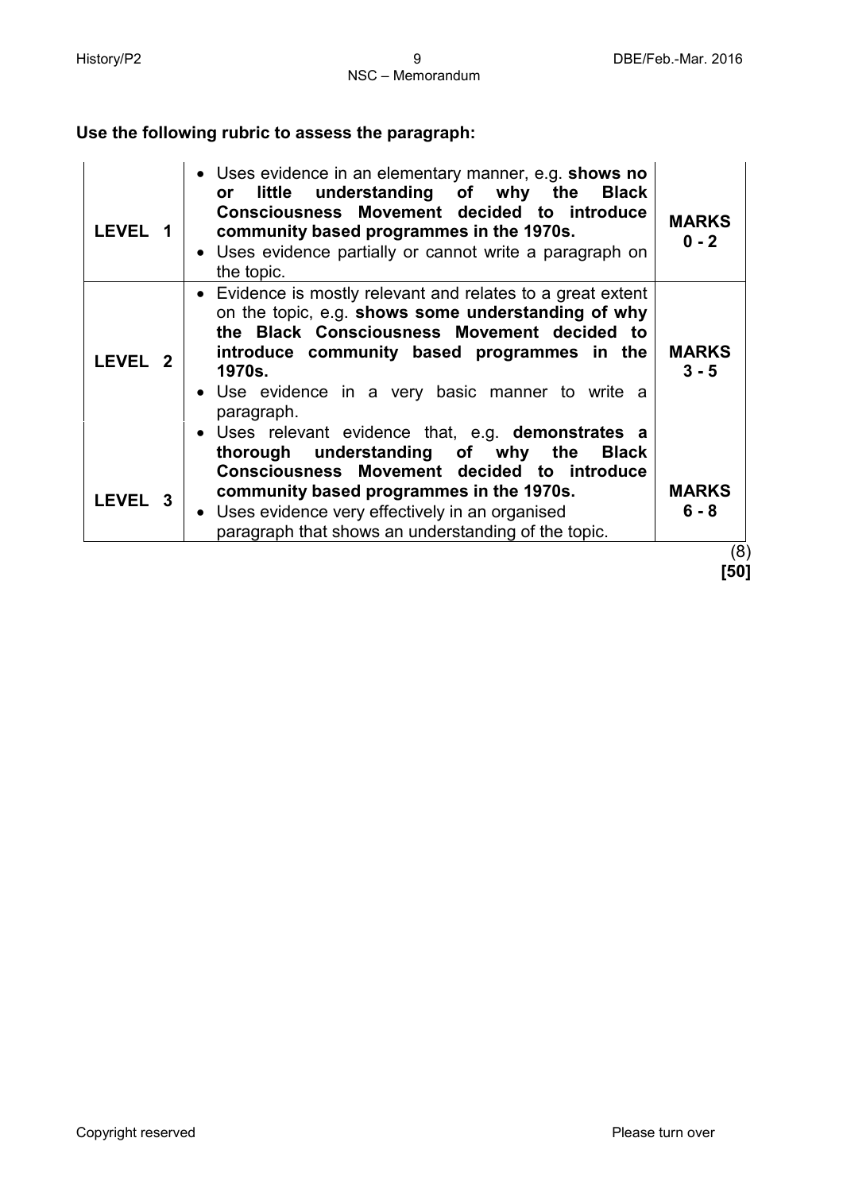**Use the following rubric to assess the paragraph:**

| | | |
|---|---|---|
| **LEVEL 1** | • Uses evidence in an elementary manner, e.g. **shows no or little understanding of why the Black Consciousness Movement decided to introduce community based programmes in the 1970s.**<br>• Uses evidence partially or cannot write a paragraph on the topic. | **MARKS 0 - 2** |
| **LEVEL 2** | • Evidence is mostly relevant and relates to a great extent on the topic, e.g. **shows some understanding of why the Black Consciousness Movement decided to introduce community based programmes in the 1970s.**<br>• Use evidence in a very basic manner to write a paragraph. | **MARKS 3 - 5** |
| **LEVEL 3** | • Uses relevant evidence that, e.g. **demonstrates a thorough understanding of why the Black Consciousness Movement decided to introduce community based programmes in the 1970s.**<br>• Uses evidence very effectively in an organised paragraph that shows an understanding of the topic. | **MARKS 6 - 8** |

(8)
**[50]**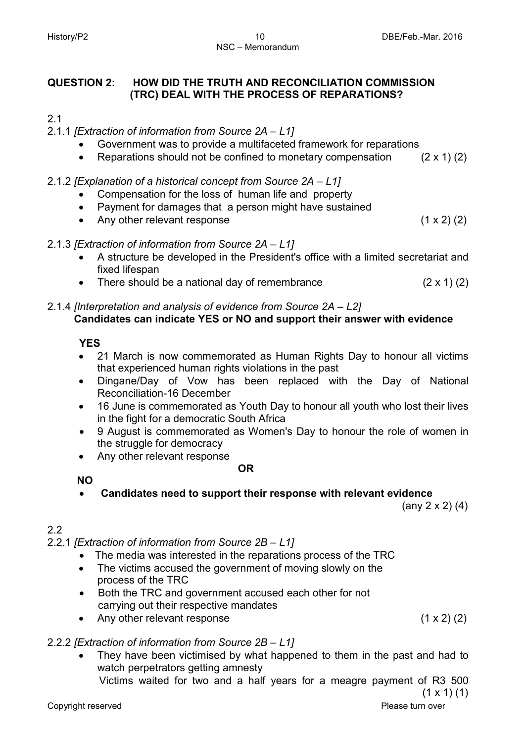**QUESTION 2: HOW DID THE TRUTH AND RECONCILIATION COMMISSION (TRC) DEAL WITH THE PROCESS OF REPARATIONS?**

2.1

2.1.1 *[Extraction of information from Source 2A – L1]*

- Government was to provide a multifaceted framework for reparations
- Reparations should not be confined to monetary compensation (2 x 1) (2)

2.1.2 *[Explanation of a historical concept from Source 2A – L1]*

- Compensation for the loss of human life and property
- Payment for damages that a person might have sustained
- Any other relevant response (1 x 2) (2)

2.1.3 *[Extraction of information from Source 2A – L1]*

- A structure be developed in the President's office with a limited secretariat and fixed lifespan
- There should be a national day of remembrance (2 x 1) (2)

2.1.4 *[Interpretation and analysis of evidence from Source 2A – L2]*
**Candidates can indicate YES or NO and support their answer with evidence**

**YES**

- 21 March is now commemorated as Human Rights Day to honour all victims that experienced human rights violations in the past
- Dingane/Day of Vow has been replaced with the Day of National Reconciliation-16 December
- 16 June is commemorated as Youth Day to honour all youth who lost their lives in the fight for a democratic South Africa
- 9 August is commemorated as Women's Day to honour the role of women in the struggle for democracy
- Any other relevant response

**OR**

**NO**

- **Candidates need to support their response with relevant evidence**

(any 2 x 2) (4)

2.2

2.2.1 *[Extraction of information from Source 2B – L1]*

- The media was interested in the reparations process of the TRC
- The victims accused the government of moving slowly on the process of the TRC
- Both the TRC and government accused each other for not carrying out their respective mandates
- Any other relevant response (1 x 2) (2)

2.2.2 *[Extraction of information from Source 2B – L1]*

- They have been victimised by what happened to them in the past and had to watch perpetrators getting amnesty
  Victims waited for two and a half years for a meagre payment of R3 500 (1 x 1) (1)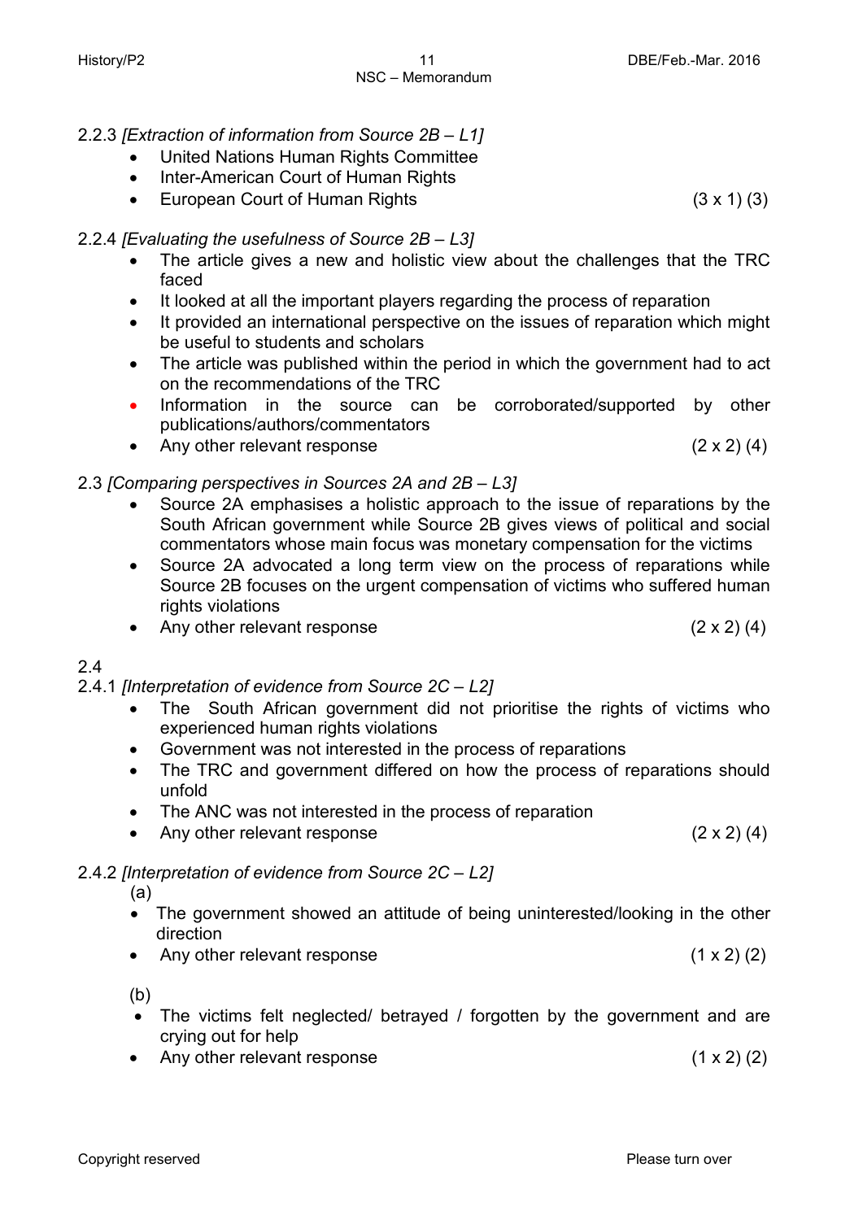2.2.3 *[Extraction of information from Source 2B – L1]*

- United Nations Human Rights Committee
- Inter-American Court of Human Rights
- European Court of Human Rights (3 x 1) (3)

2.2.4 *[Evaluating the usefulness of Source 2B – L3]*

- The article gives a new and holistic view about the challenges that the TRC faced
- It looked at all the important players regarding the process of reparation
- It provided an international perspective on the issues of reparation which might be useful to students and scholars
- The article was published within the period in which the government had to act on the recommendations of the TRC
- Information in the source can be corroborated/supported by other publications/authors/commentators
- Any other relevant response (2 x 2) (4)

2.3 *[Comparing perspectives in Sources 2A and 2B – L3]*

- Source 2A emphasises a holistic approach to the issue of reparations by the South African government while Source 2B gives views of political and social commentators whose main focus was monetary compensation for the victims
- Source 2A advocated a long term view on the process of reparations while Source 2B focuses on the urgent compensation of victims who suffered human rights violations
- Any other relevant response (2 x 2) (4)

2.4

2.4.1 *[Interpretation of evidence from Source 2C – L2]*

- The South African government did not prioritise the rights of victims who experienced human rights violations
- Government was not interested in the process of reparations
- The TRC and government differed on how the process of reparations should unfold
- The ANC was not interested in the process of reparation
- Any other relevant response (2 x 2) (4)

2.4.2 *[Interpretation of evidence from Source 2C – L2]*

(a)

- The government showed an attitude of being uninterested/looking in the other direction
- Any other relevant response (1 x 2) (2)

(b)

- The victims felt neglected/ betrayed / forgotten by the government and are crying out for help
- Any other relevant response (1 x 2) (2)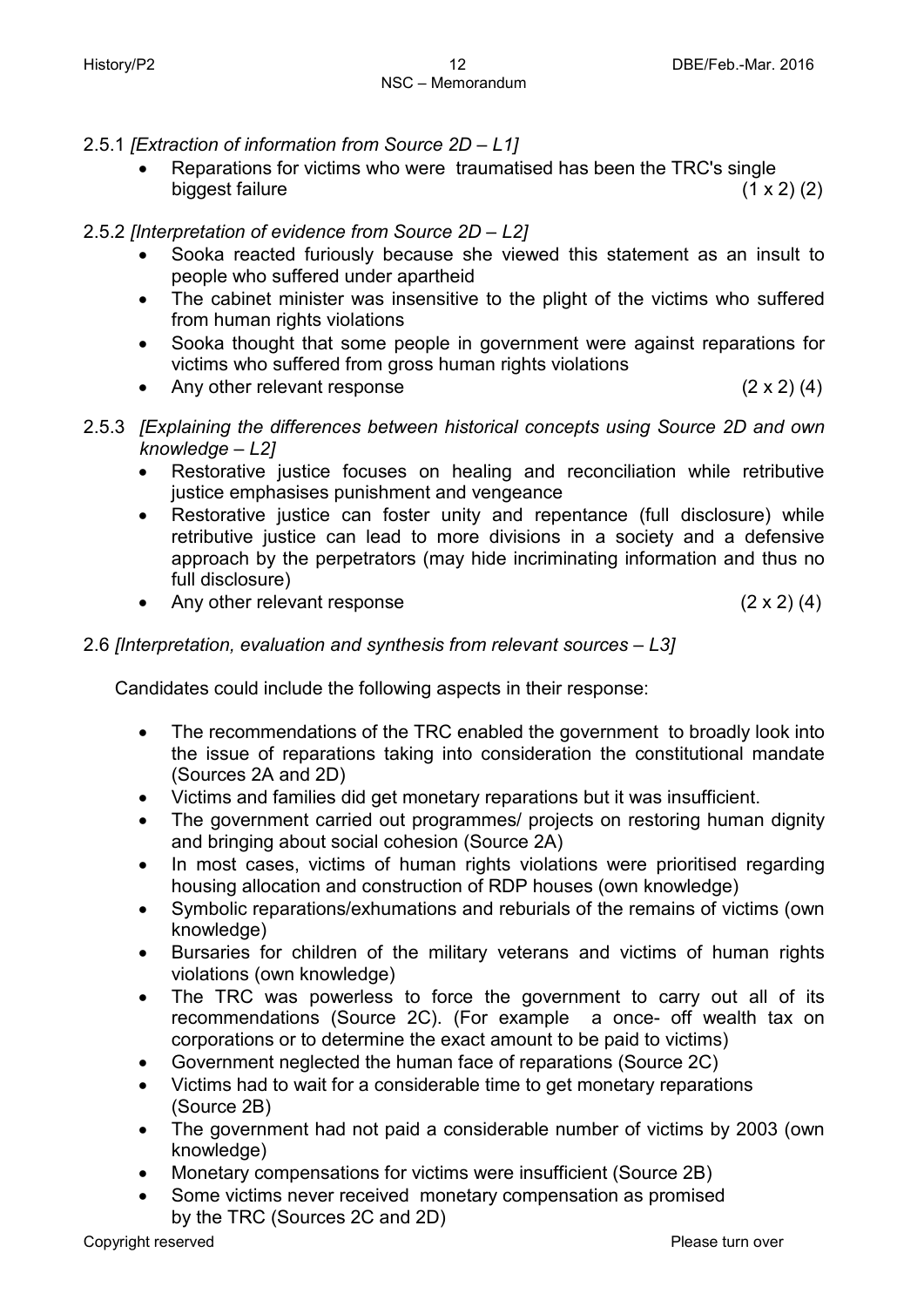2.5.1 *[Extraction of information from Source 2D – L1]*

- Reparations for victims who were traumatised has been the TRC's single biggest failure (1 x 2) (2)

2.5.2 *[Interpretation of evidence from Source 2D – L2]*

- Sooka reacted furiously because she viewed this statement as an insult to people who suffered under apartheid
- The cabinet minister was insensitive to the plight of the victims who suffered from human rights violations
- Sooka thought that some people in government were against reparations for victims who suffered from gross human rights violations
- Any other relevant response (2 x 2) (4)

2.5.3 *[Explaining the differences between historical concepts using Source 2D and own knowledge – L2]*

- Restorative justice focuses on healing and reconciliation while retributive justice emphasises punishment and vengeance
- Restorative justice can foster unity and repentance (full disclosure) while retributive justice can lead to more divisions in a society and a defensive approach by the perpetrators (may hide incriminating information and thus no full disclosure)
- Any other relevant response (2 x 2) (4)

2.6 *[Interpretation, evaluation and synthesis from relevant sources – L3]*

Candidates could include the following aspects in their response:

- The recommendations of the TRC enabled the government to broadly look into the issue of reparations taking into consideration the constitutional mandate (Sources 2A and 2D)
- Victims and families did get monetary reparations but it was insufficient.
- The government carried out programmes/ projects on restoring human dignity and bringing about social cohesion (Source 2A)
- In most cases, victims of human rights violations were prioritised regarding housing allocation and construction of RDP houses (own knowledge)
- Symbolic reparations/exhumations and reburials of the remains of victims (own knowledge)
- Bursaries for children of the military veterans and victims of human rights violations (own knowledge)
- The TRC was powerless to force the government to carry out all of its recommendations (Source 2C). (For example a once- off wealth tax on corporations or to determine the exact amount to be paid to victims)
- Government neglected the human face of reparations (Source 2C)
- Victims had to wait for a considerable time to get monetary reparations (Source 2B)
- The government had not paid a considerable number of victims by 2003 (own knowledge)
- Monetary compensations for victims were insufficient (Source 2B)
- Some victims never received monetary compensation as promised by the TRC (Sources 2C and 2D)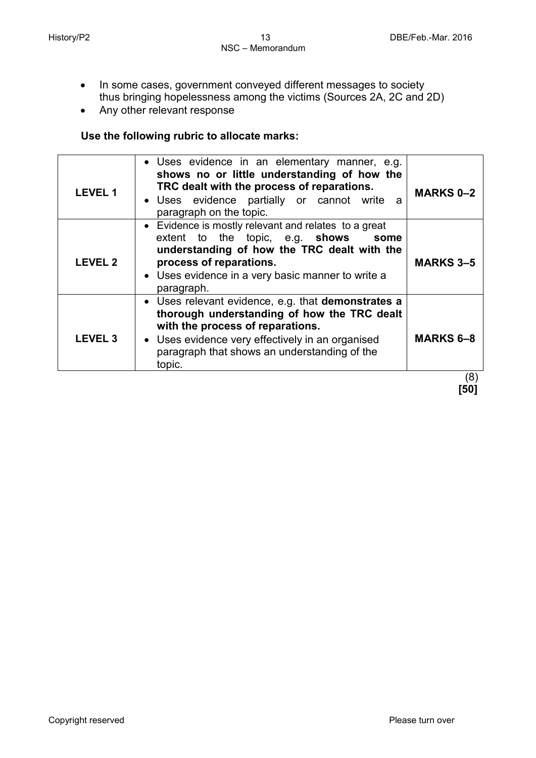- In some cases, government conveyed different messages to society thus bringing hopelessness among the victims (Sources 2A, 2C and 2D)
- Any other relevant response

**Use the following rubric to allocate marks:**

| | | |
|---|---|---|
| **LEVEL 1** | • Uses evidence in an elementary manner, e.g. **shows no or little understanding of how the TRC dealt with the process of reparations.**<br>• Uses evidence partially or cannot write a paragraph on the topic. | **MARKS 0–2** |
| **LEVEL 2** | • Evidence is mostly relevant and relates to a great extent to the topic, e.g. **shows some understanding of how the TRC dealt with the process of reparations.**<br>• Uses evidence in a very basic manner to write a paragraph. | **MARKS 3–5** |
| **LEVEL 3** | • Uses relevant evidence, e.g. that **demonstrates a thorough understanding of how the TRC dealt with the process of reparations.**<br>• Uses evidence very effectively in an organised paragraph that shows an understanding of the topic. | **MARKS 6–8** |

(8)
**[50]**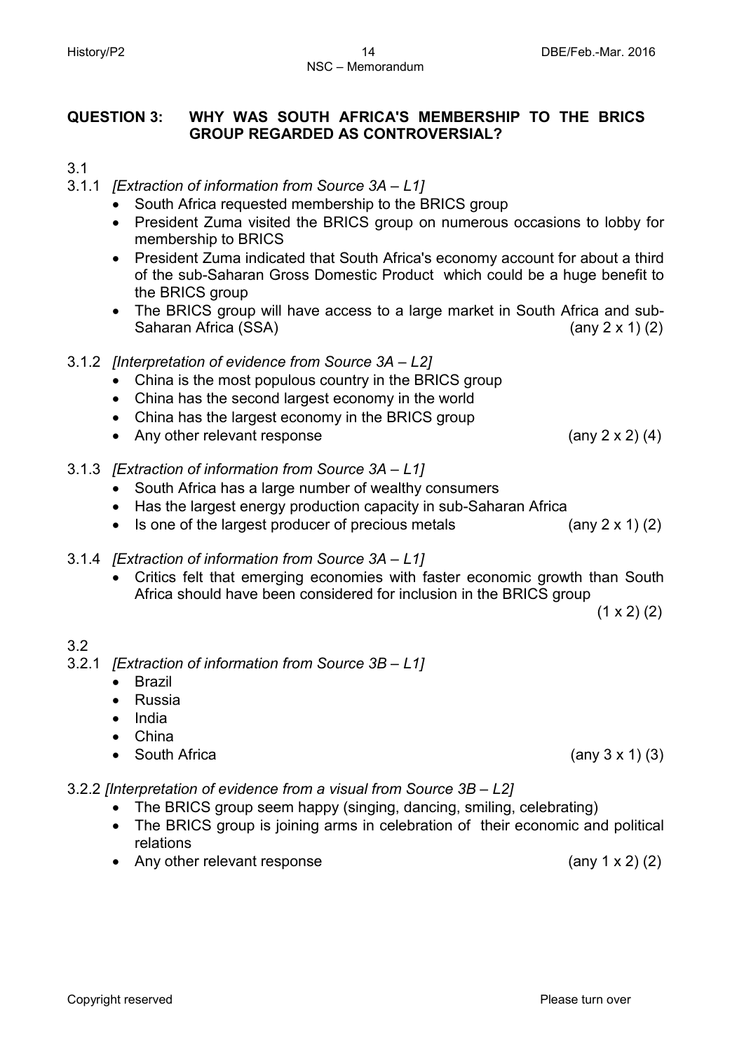## QUESTION 3: WHY WAS SOUTH AFRICA'S MEMBERSHIP TO THE BRICS GROUP REGARDED AS CONTROVERSIAL?

3.1

3.1.1 *[Extraction of information from Source 3A – L1]*

- South Africa requested membership to the BRICS group
- President Zuma visited the BRICS group on numerous occasions to lobby for membership to BRICS
- President Zuma indicated that South Africa's economy account for about a third of the sub-Saharan Gross Domestic Product which could be a huge benefit to the BRICS group
- The BRICS group will have access to a large market in South Africa and sub-Saharan Africa (SSA) (any 2 x 1) (2)

3.1.2 *[Interpretation of evidence from Source 3A – L2]*

- China is the most populous country in the BRICS group
- China has the second largest economy in the world
- China has the largest economy in the BRICS group
- Any other relevant response (any 2 x 2) (4)

3.1.3 *[Extraction of information from Source 3A – L1]*

- South Africa has a large number of wealthy consumers
- Has the largest energy production capacity in sub-Saharan Africa
- Is one of the largest producer of precious metals (any 2 x 1) (2)

3.1.4 *[Extraction of information from Source 3A – L1]*

- Critics felt that emerging economies with faster economic growth than South Africa should have been considered for inclusion in the BRICS group (1 x 2) (2)

3.2

3.2.1 *[Extraction of information from Source 3B – L1]*

- Brazil
- Russia
- India
- China
- South Africa (any 3 x 1) (3)

3.2.2 *[Interpretation of evidence from a visual from Source 3B – L2]*

- The BRICS group seem happy (singing, dancing, smiling, celebrating)
- The BRICS group is joining arms in celebration of their economic and political relations
- Any other relevant response (any 1 x 2) (2)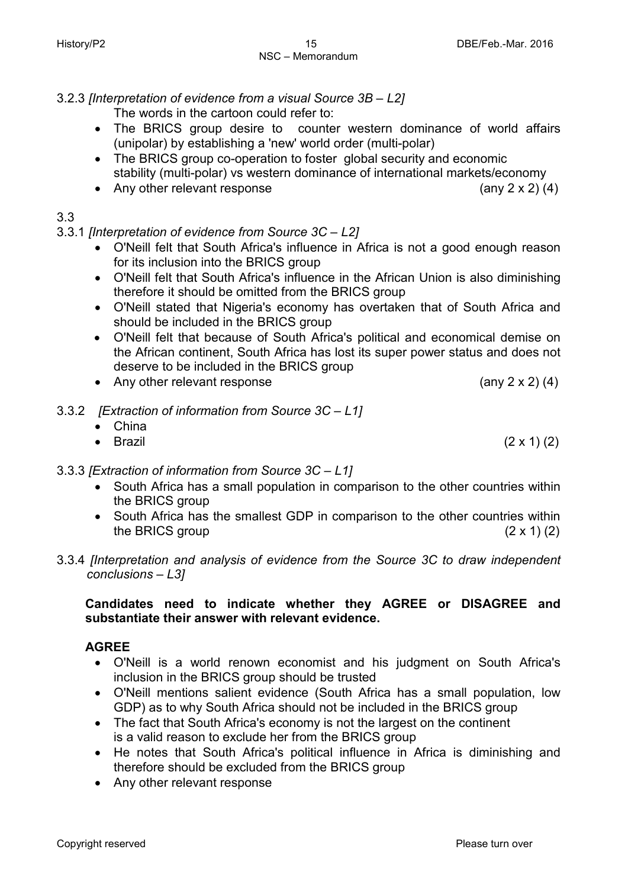3.2.3 *[Interpretation of evidence from a visual Source 3B – L2]*

The words in the cartoon could refer to:

- The BRICS group desire to counter western dominance of world affairs (unipolar) by establishing a 'new' world order (multi-polar)
- The BRICS group co-operation to foster global security and economic stability (multi-polar) vs western dominance of international markets/economy
- Any other relevant response (any 2 x 2) (4)

3.3

3.3.1 *[Interpretation of evidence from Source 3C – L2]*

- O'Neill felt that South Africa's influence in Africa is not a good enough reason for its inclusion into the BRICS group
- O'Neill felt that South Africa's influence in the African Union is also diminishing therefore it should be omitted from the BRICS group
- O'Neill stated that Nigeria's economy has overtaken that of South Africa and should be included in the BRICS group
- O'Neill felt that because of South Africa's political and economical demise on the African continent, South Africa has lost its super power status and does not deserve to be included in the BRICS group
- Any other relevant response (any 2 x 2) (4)

3.3.2 *[Extraction of information from Source 3C – L1]*

- China
- Brazil (2 x 1) (2)

3.3.3 *[Extraction of information from Source 3C – L1]*

- South Africa has a small population in comparison to the other countries within the BRICS group
- South Africa has the smallest GDP in comparison to the other countries within the BRICS group (2 x 1) (2)

3.3.4 *[Interpretation and analysis of evidence from the Source 3C to draw independent conclusions – L3]*

**Candidates need to indicate whether they AGREE or DISAGREE and substantiate their answer with relevant evidence.**

**AGREE**

- O'Neill is a world renown economist and his judgment on South Africa's inclusion in the BRICS group should be trusted
- O'Neill mentions salient evidence (South Africa has a small population, low GDP) as to why South Africa should not be included in the BRICS group
- The fact that South Africa's economy is not the largest on the continent is a valid reason to exclude her from the BRICS group
- He notes that South Africa's political influence in Africa is diminishing and therefore should be excluded from the BRICS group
- Any other relevant response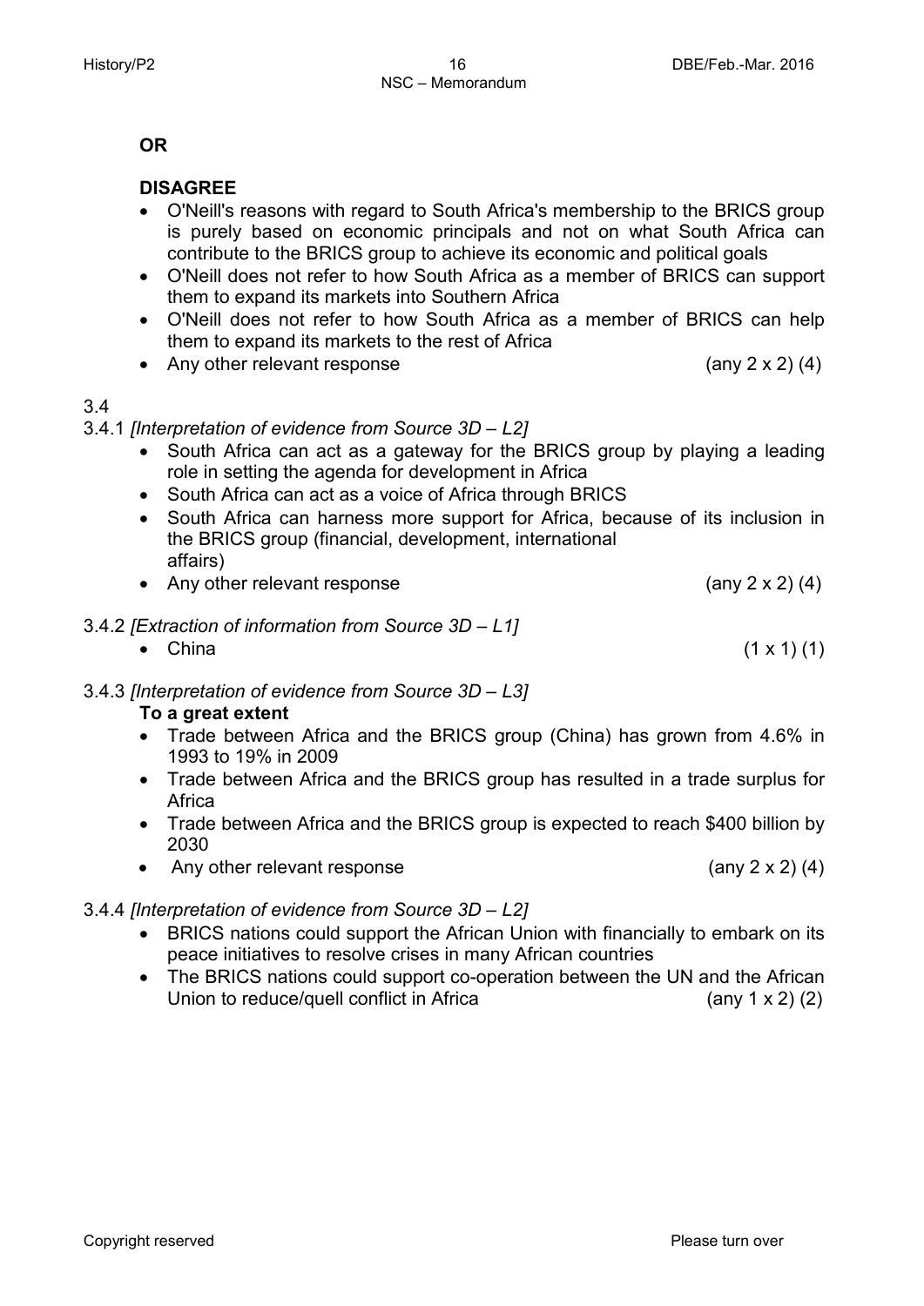**OR**

**DISAGREE**

- O'Neill's reasons with regard to South Africa's membership to the BRICS group is purely based on economic principals and not on what South Africa can contribute to the BRICS group to achieve its economic and political goals
- O'Neill does not refer to how South Africa as a member of BRICS can support them to expand its markets into Southern Africa
- O'Neill does not refer to how South Africa as a member of BRICS can help them to expand its markets to the rest of Africa
- Any other relevant response (any 2 x 2) (4)

3.4

3.4.1 *[Interpretation of evidence from Source 3D – L2]*

- South Africa can act as a gateway for the BRICS group by playing a leading role in setting the agenda for development in Africa
- South Africa can act as a voice of Africa through BRICS
- South Africa can harness more support for Africa, because of its inclusion in the BRICS group (financial, development, international affairs)
- Any other relevant response (any 2 x 2) (4)

3.4.2 *[Extraction of information from Source 3D – L1]*

- China (1 x 1) (1)

3.4.3 *[Interpretation of evidence from Source 3D – L3]*

**To a great extent**

- Trade between Africa and the BRICS group (China) has grown from 4.6% in 1993 to 19% in 2009
- Trade between Africa and the BRICS group has resulted in a trade surplus for Africa
- Trade between Africa and the BRICS group is expected to reach $400 billion by 2030
- Any other relevant response (any 2 x 2) (4)

3.4.4 *[Interpretation of evidence from Source 3D – L2]*

- BRICS nations could support the African Union with financially to embark on its peace initiatives to resolve crises in many African countries
- The BRICS nations could support co-operation between the UN and the African Union to reduce/quell conflict in Africa (any 1 x 2) (2)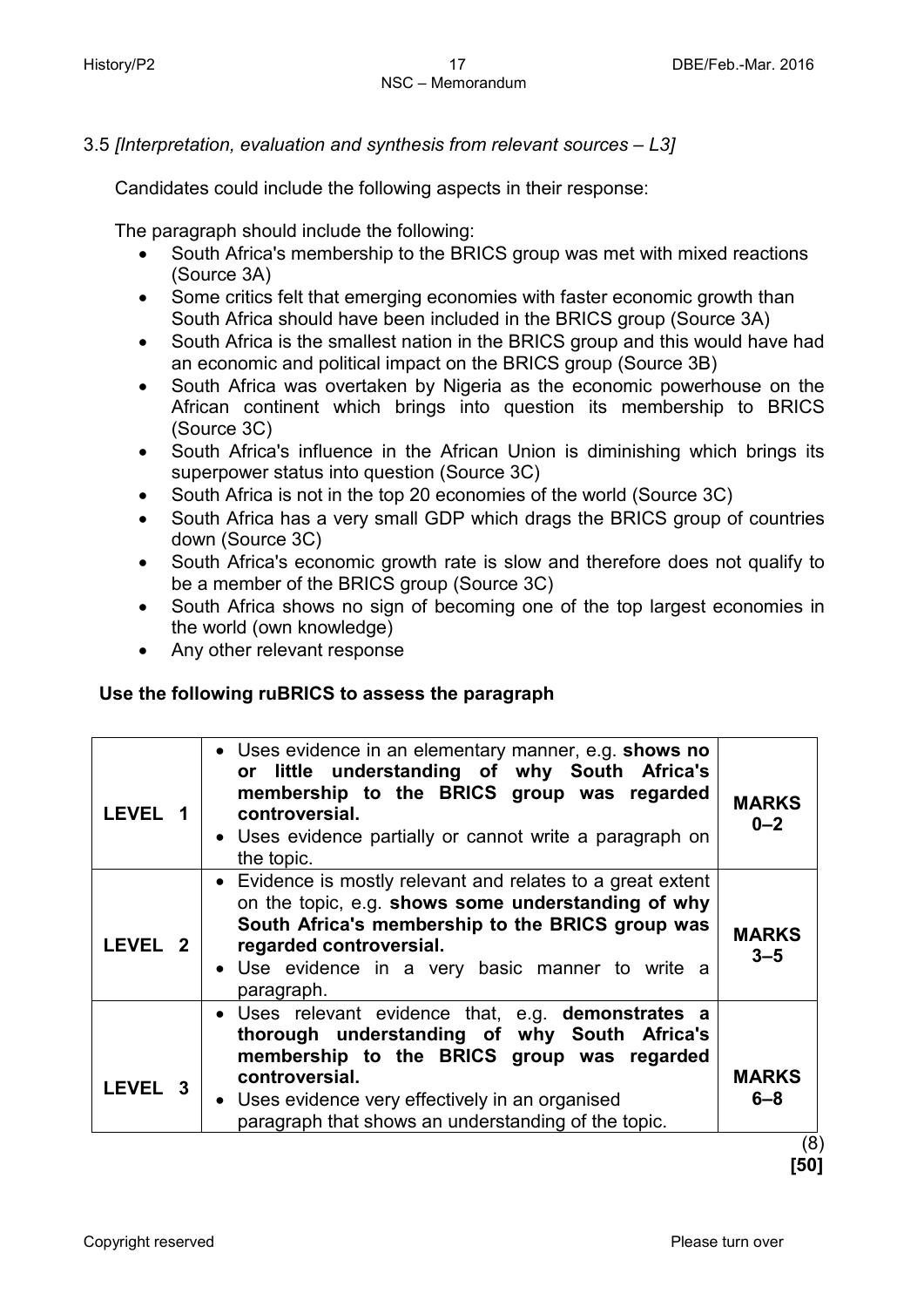3.5 *[Interpretation, evaluation and synthesis from relevant sources – L3]*

Candidates could include the following aspects in their response:

The paragraph should include the following:

- South Africa's membership to the BRICS group was met with mixed reactions (Source 3A)
- Some critics felt that emerging economies with faster economic growth than South Africa should have been included in the BRICS group (Source 3A)
- South Africa is the smallest nation in the BRICS group and this would have had an economic and political impact on the BRICS group (Source 3B)
- South Africa was overtaken by Nigeria as the economic powerhouse on the African continent which brings into question its membership to BRICS (Source 3C)
- South Africa's influence in the African Union is diminishing which brings its superpower status into question (Source 3C)
- South Africa is not in the top 20 economies of the world (Source 3C)
- South Africa has a very small GDP which drags the BRICS group of countries down (Source 3C)
- South Africa's economic growth rate is slow and therefore does not qualify to be a member of the BRICS group (Source 3C)
- South Africa shows no sign of becoming one of the top largest economies in the world (own knowledge)
- Any other relevant response

**Use the following ruBRICS to assess the paragraph**

| | | |
|---|---|---|
| **LEVEL 1** | • Uses evidence in an elementary manner, e.g. **shows no or little understanding of why South Africa's membership to the BRICS group was regarded controversial.**<br>• Uses evidence partially or cannot write a paragraph on the topic. | **MARKS 0–2** |
| **LEVEL 2** | • Evidence is mostly relevant and relates to a great extent on the topic, e.g. **shows some understanding of why South Africa's membership to the BRICS group was regarded controversial.**<br>• Use evidence in a very basic manner to write a paragraph. | **MARKS 3–5** |
| **LEVEL 3** | • Uses relevant evidence that, e.g. **demonstrates a thorough understanding of why South Africa's membership to the BRICS group was regarded controversial.**<br>• Uses evidence very effectively in an organised paragraph that shows an understanding of the topic. | **MARKS 6–8** |

(8)
**[50]**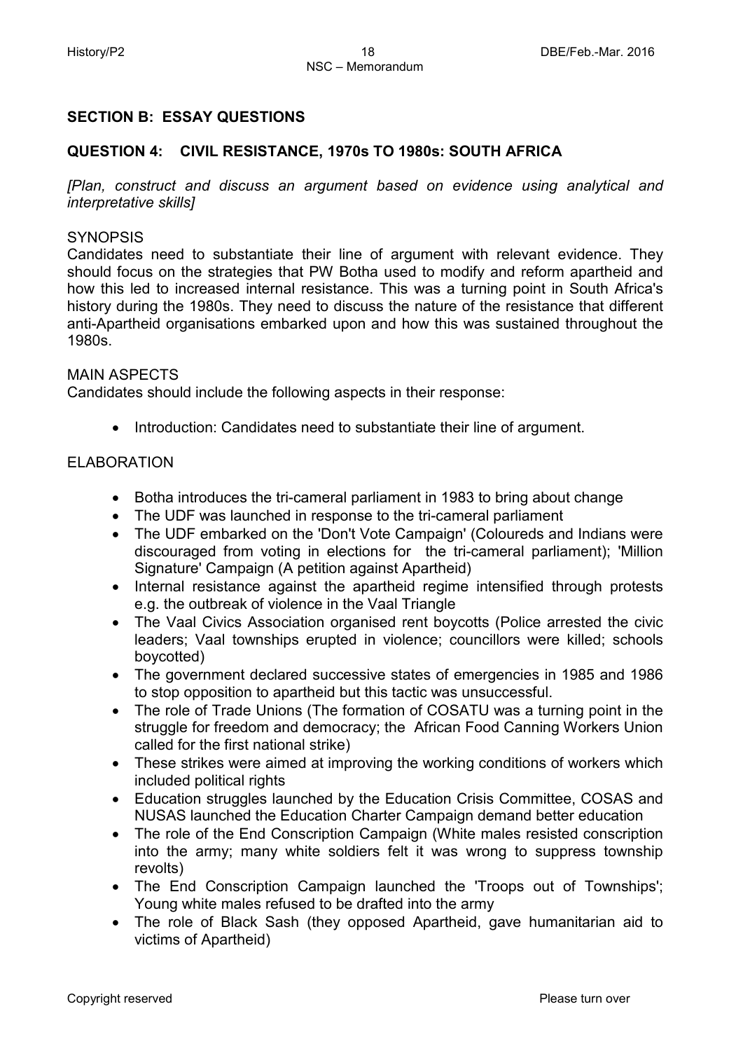## SECTION B: ESSAY QUESTIONS

## QUESTION 4: CIVIL RESISTANCE, 1970s TO 1980s: SOUTH AFRICA

*[Plan, construct and discuss an argument based on evidence using analytical and interpretative skills]*

SYNOPSIS

Candidates need to substantiate their line of argument with relevant evidence. They should focus on the strategies that PW Botha used to modify and reform apartheid and how this led to increased internal resistance. This was a turning point in South Africa's history during the 1980s. They need to discuss the nature of the resistance that different anti-Apartheid organisations embarked upon and how this was sustained throughout the 1980s.

MAIN ASPECTS

Candidates should include the following aspects in their response:

- Introduction: Candidates need to substantiate their line of argument.

ELABORATION

- Botha introduces the tri-cameral parliament in 1983 to bring about change
- The UDF was launched in response to the tri-cameral parliament
- The UDF embarked on the 'Don't Vote Campaign' (Coloureds and Indians were discouraged from voting in elections for the tri-cameral parliament); 'Million Signature' Campaign (A petition against Apartheid)
- Internal resistance against the apartheid regime intensified through protests e.g. the outbreak of violence in the Vaal Triangle
- The Vaal Civics Association organised rent boycotts (Police arrested the civic leaders; Vaal townships erupted in violence; councillors were killed; schools boycotted)
- The government declared successive states of emergencies in 1985 and 1986 to stop opposition to apartheid but this tactic was unsuccessful.
- The role of Trade Unions (The formation of COSATU was a turning point in the struggle for freedom and democracy; the African Food Canning Workers Union called for the first national strike)
- These strikes were aimed at improving the working conditions of workers which included political rights
- Education struggles launched by the Education Crisis Committee, COSAS and NUSAS launched the Education Charter Campaign demand better education
- The role of the End Conscription Campaign (White males resisted conscription into the army; many white soldiers felt it was wrong to suppress township revolts)
- The End Conscription Campaign launched the 'Troops out of Townships'; Young white males refused to be drafted into the army
- The role of Black Sash (they opposed Apartheid, gave humanitarian aid to victims of Apartheid)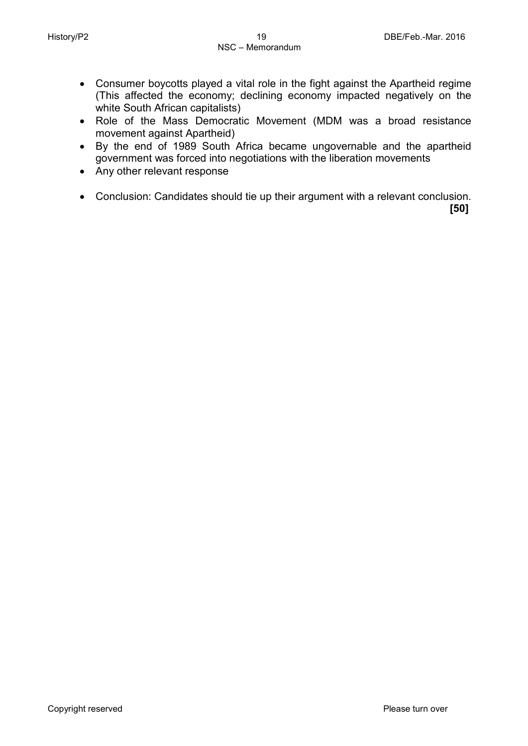- Consumer boycotts played a vital role in the fight against the Apartheid regime (This affected the economy; declining economy impacted negatively on the white South African capitalists)
- Role of the Mass Democratic Movement (MDM was a broad resistance movement against Apartheid)
- By the end of 1989 South Africa became ungovernable and the apartheid government was forced into negotiations with the liberation movements
- Any other relevant response

- Conclusion: Candidates should tie up their argument with a relevant conclusion.

**[50]**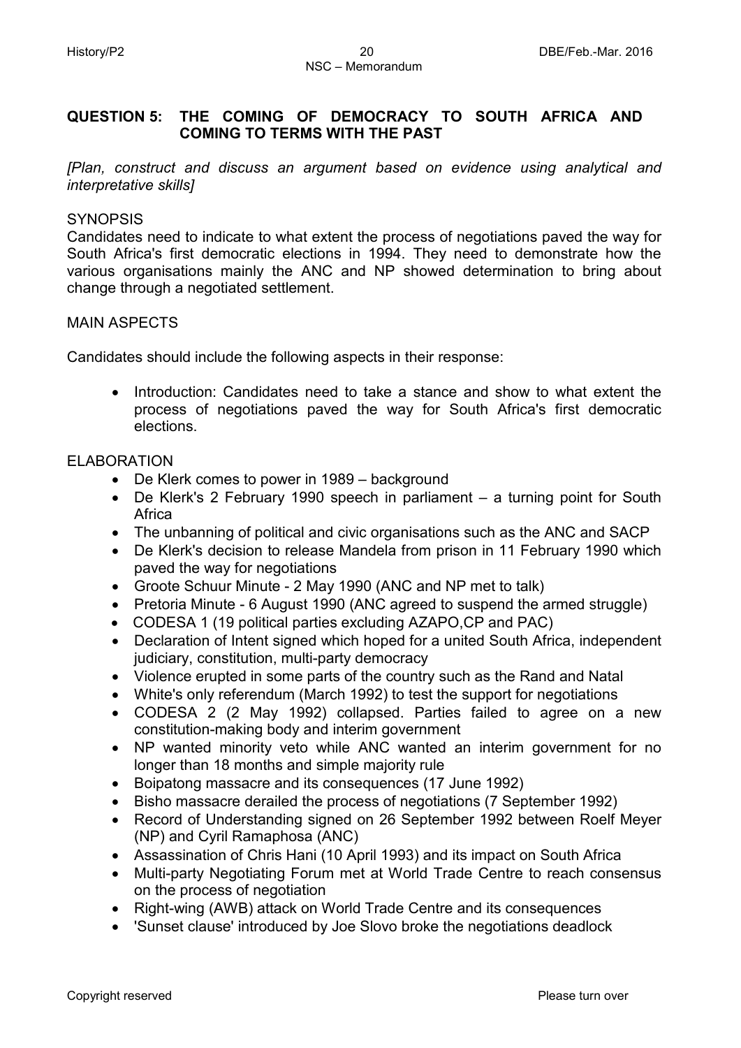## QUESTION 5: THE COMING OF DEMOCRACY TO SOUTH AFRICA AND COMING TO TERMS WITH THE PAST

*[Plan, construct and discuss an argument based on evidence using analytical and interpretative skills]*

SYNOPSIS

Candidates need to indicate to what extent the process of negotiations paved the way for South Africa's first democratic elections in 1994. They need to demonstrate how the various organisations mainly the ANC and NP showed determination to bring about change through a negotiated settlement.

MAIN ASPECTS

Candidates should include the following aspects in their response:

- Introduction: Candidates need to take a stance and show to what extent the process of negotiations paved the way for South Africa's first democratic elections.

ELABORATION

- De Klerk comes to power in 1989 – background
- De Klerk's 2 February 1990 speech in parliament – a turning point for South Africa
- The unbanning of political and civic organisations such as the ANC and SACP
- De Klerk's decision to release Mandela from prison in 11 February 1990 which paved the way for negotiations
- Groote Schuur Minute - 2 May 1990 (ANC and NP met to talk)
- Pretoria Minute - 6 August 1990 (ANC agreed to suspend the armed struggle)
- CODESA 1 (19 political parties excluding AZAPO,CP and PAC)
- Declaration of Intent signed which hoped for a united South Africa, independent judiciary, constitution, multi-party democracy
- Violence erupted in some parts of the country such as the Rand and Natal
- White's only referendum (March 1992) to test the support for negotiations
- CODESA 2 (2 May 1992) collapsed. Parties failed to agree on a new constitution-making body and interim government
- NP wanted minority veto while ANC wanted an interim government for no longer than 18 months and simple majority rule
- Boipatong massacre and its consequences (17 June 1992)
- Bisho massacre derailed the process of negotiations (7 September 1992)
- Record of Understanding signed on 26 September 1992 between Roelf Meyer (NP) and Cyril Ramaphosa (ANC)
- Assassination of Chris Hani (10 April 1993) and its impact on South Africa
- Multi-party Negotiating Forum met at World Trade Centre to reach consensus on the process of negotiation
- Right-wing (AWB) attack on World Trade Centre and its consequences
- 'Sunset clause' introduced by Joe Slovo broke the negotiations deadlock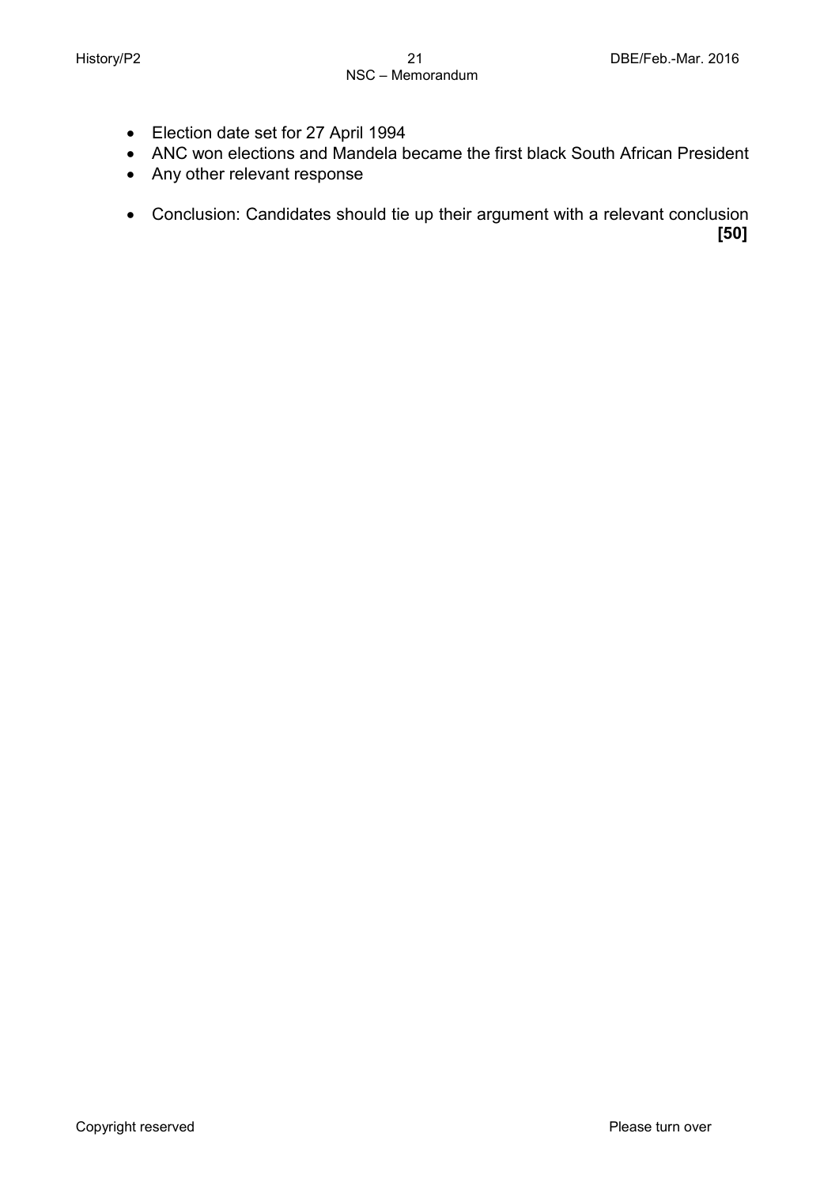- Election date set for 27 April 1994
- ANC won elections and Mandela became the first black South African President
- Any other relevant response

- Conclusion: Candidates should tie up their argument with a relevant conclusion **[50]**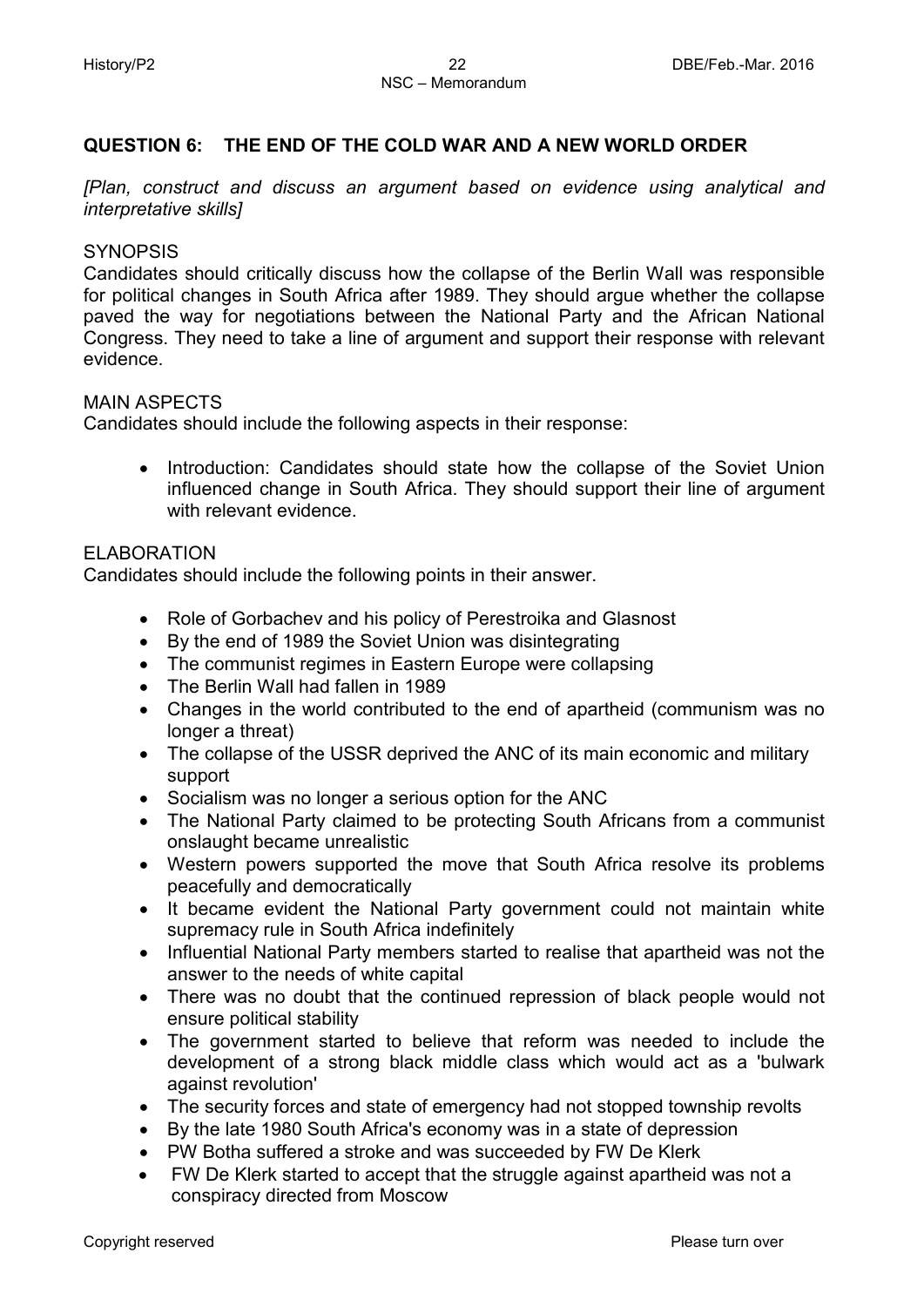## QUESTION 6: THE END OF THE COLD WAR AND A NEW WORLD ORDER

*[Plan, construct and discuss an argument based on evidence using analytical and interpretative skills]*

SYNOPSIS

Candidates should critically discuss how the collapse of the Berlin Wall was responsible for political changes in South Africa after 1989. They should argue whether the collapse paved the way for negotiations between the National Party and the African National Congress. They need to take a line of argument and support their response with relevant evidence.

MAIN ASPECTS

Candidates should include the following aspects in their response:

- Introduction: Candidates should state how the collapse of the Soviet Union influenced change in South Africa. They should support their line of argument with relevant evidence.

ELABORATION

Candidates should include the following points in their answer.

- Role of Gorbachev and his policy of Perestroika and Glasnost
- By the end of 1989 the Soviet Union was disintegrating
- The communist regimes in Eastern Europe were collapsing
- The Berlin Wall had fallen in 1989
- Changes in the world contributed to the end of apartheid (communism was no longer a threat)
- The collapse of the USSR deprived the ANC of its main economic and military support
- Socialism was no longer a serious option for the ANC
- The National Party claimed to be protecting South Africans from a communist onslaught became unrealistic
- Western powers supported the move that South Africa resolve its problems peacefully and democratically
- It became evident the National Party government could not maintain white supremacy rule in South Africa indefinitely
- Influential National Party members started to realise that apartheid was not the answer to the needs of white capital
- There was no doubt that the continued repression of black people would not ensure political stability
- The government started to believe that reform was needed to include the development of a strong black middle class which would act as a 'bulwark against revolution'
- The security forces and state of emergency had not stopped township revolts
- By the late 1980 South Africa's economy was in a state of depression
- PW Botha suffered a stroke and was succeeded by FW De Klerk
- FW De Klerk started to accept that the struggle against apartheid was not a conspiracy directed from Moscow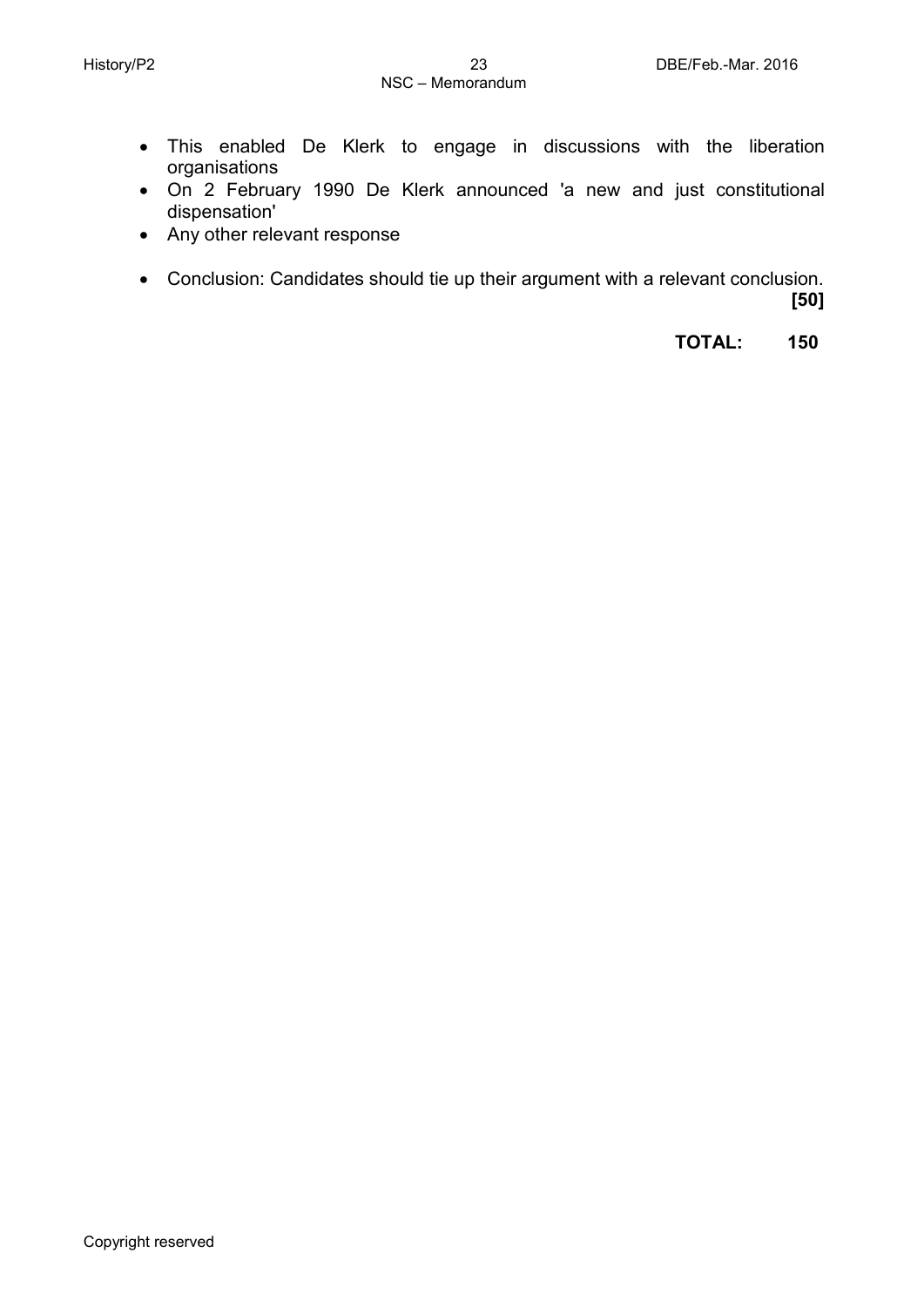- This enabled De Klerk to engage in discussions with the liberation organisations
- On 2 February 1990 De Klerk announced 'a new and just constitutional dispensation'
- Any other relevant response

- Conclusion: Candidates should tie up their argument with a relevant conclusion.

**[50]**

**TOTAL: 150**